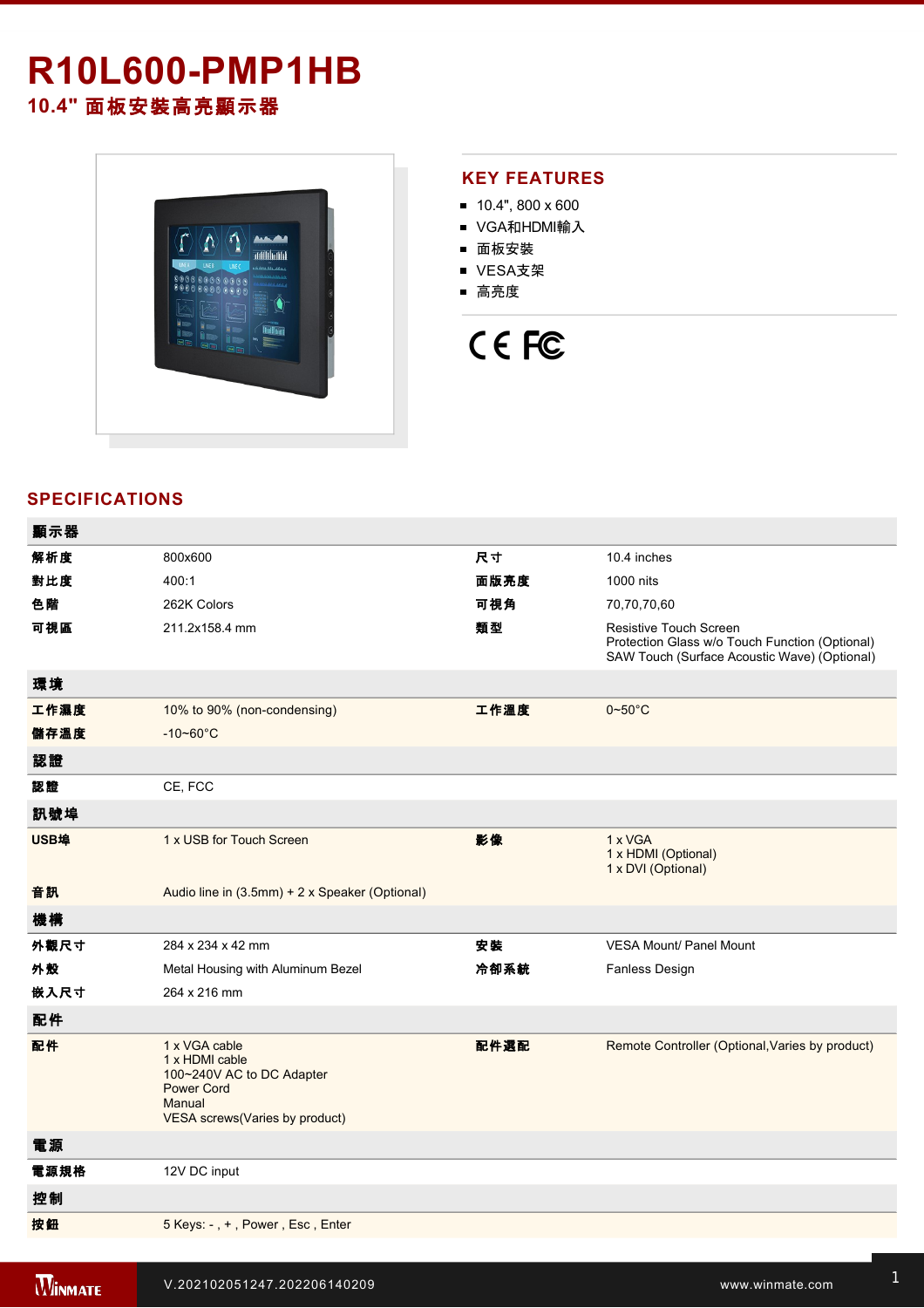# R10L600-PMP1HB

## 10.4" 面板安裝高亮顯示器

## KEY FEATURES

- 10.4", 800 x 600
- VGA和HDMI輸入
- 面板安裝
- VESA支架
- 高亮度

## SPECIFICATIONS

| 顯示器 | | | |
|---|---|---|---|
| 解析度 | 800x600 | 尺寸 | 10.4 inches |
| 對比度 | 400:1 | 面版亮度 | 1000 nits |
| 色階 | 262K Colors | 可視角 | 70,70,70,60 |
| 可視區 | 211.2x158.4 mm | 類型 | Resistive Touch Screen<br>Protection Glass w/o Touch Function (Optional)<br>SAW Touch (Surface Acoustic Wave) (Optional) |
| **環境** | | | |
| 工作濕度 | 10% to 90% (non-condensing) | 工作溫度 | 0~50°C |
| 儲存溫度 | -10~60°C | | |
| **認證** | | | |
| 認證 | CE, FCC | | |
| **訊號埠** | | | |
| USB埠 | 1 x USB for Touch Screen | 影像 | 1 x VGA<br>1 x HDMI (Optional)<br>1 x DVI (Optional) |
| 音訊 | Audio line in (3.5mm) + 2 x Speaker (Optional) | | |
| **機構** | | | |
| 外觀尺寸 | 284 x 234 x 42 mm | 安裝 | VESA Mount/ Panel Mount |
| 外殼 | Metal Housing with Aluminum Bezel | 冷卻系統 | Fanless Design |
| 嵌入尺寸 | 264 x 216 mm | | |
| **配件** | | | |
| 配件 | 1 x VGA cable<br>1 x HDMI cable<br>100~240V AC to DC Adapter<br>Power Cord<br>Manual<br>VESA screws(Varies by product) | 配件選配 | Remote Controller (Optional,Varies by product) |
| **電源** | | | |
| 電源規格 | 12V DC input | | |
| **控制** | | | |
| 按鈕 | 5 Keys: - , + , Power , Esc , Enter | | |

V.202102051247.202206140209

www.winmate.com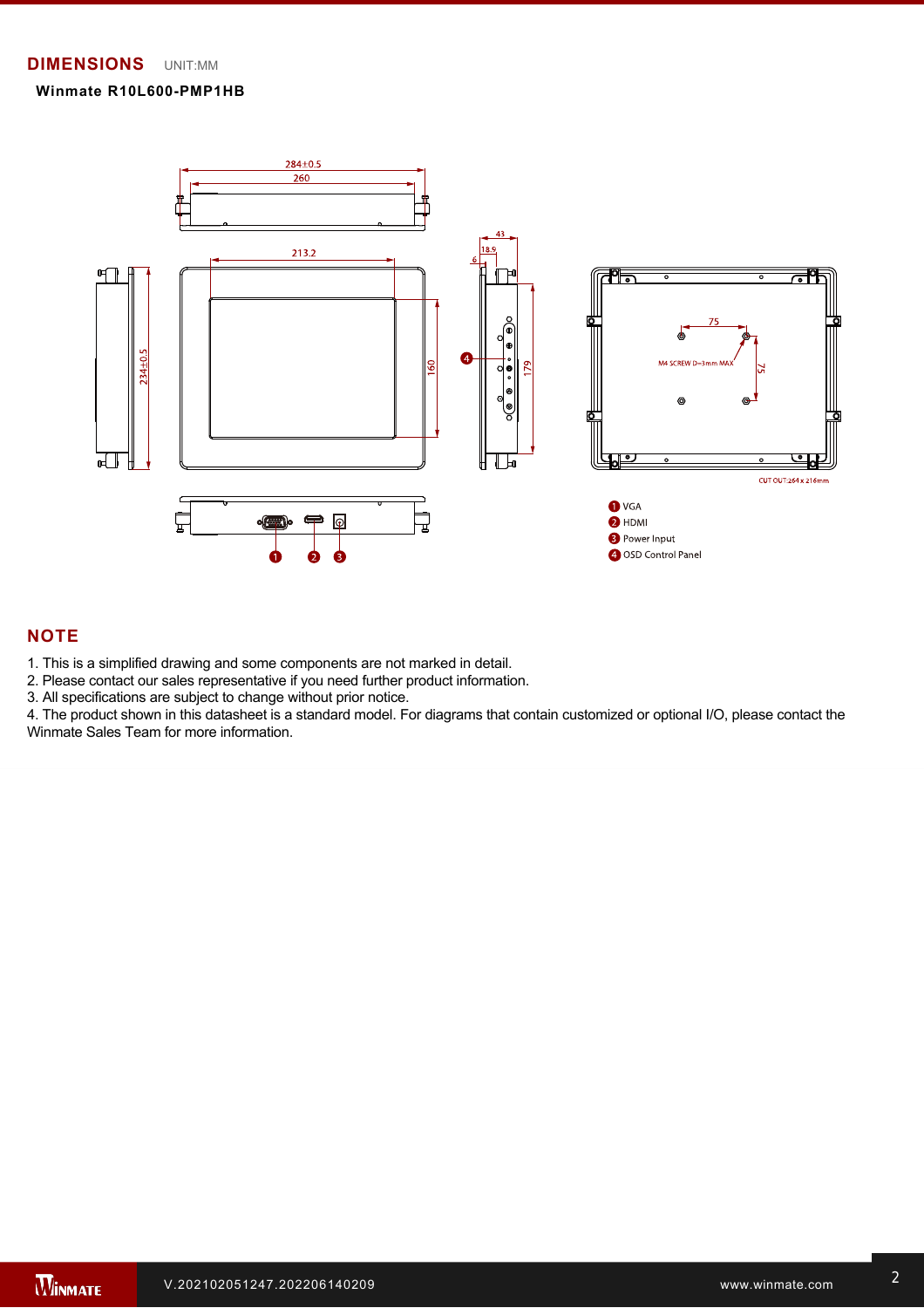## DIMENSIONS UNIT:MM

**Winmate R10L600-PMP1HB**

284±0.5
260
213.2
43
18.9
6
234±0.5
160
179
75
75
M4 SCREW D=3mm MAX
CUT OUT:264 x 216mm

1 VGA
2 HDMI
3 Power Input
4 OSD Control Panel

## NOTE

1. This is a simplified drawing and some components are not marked in detail.
2. Please contact our sales representative if you need further product information.
3. All specifications are subject to change without prior notice.
4. The product shown in this datasheet is a standard model. For diagrams that contain customized or optional I/O, please contact the Winmate Sales Team for more information.